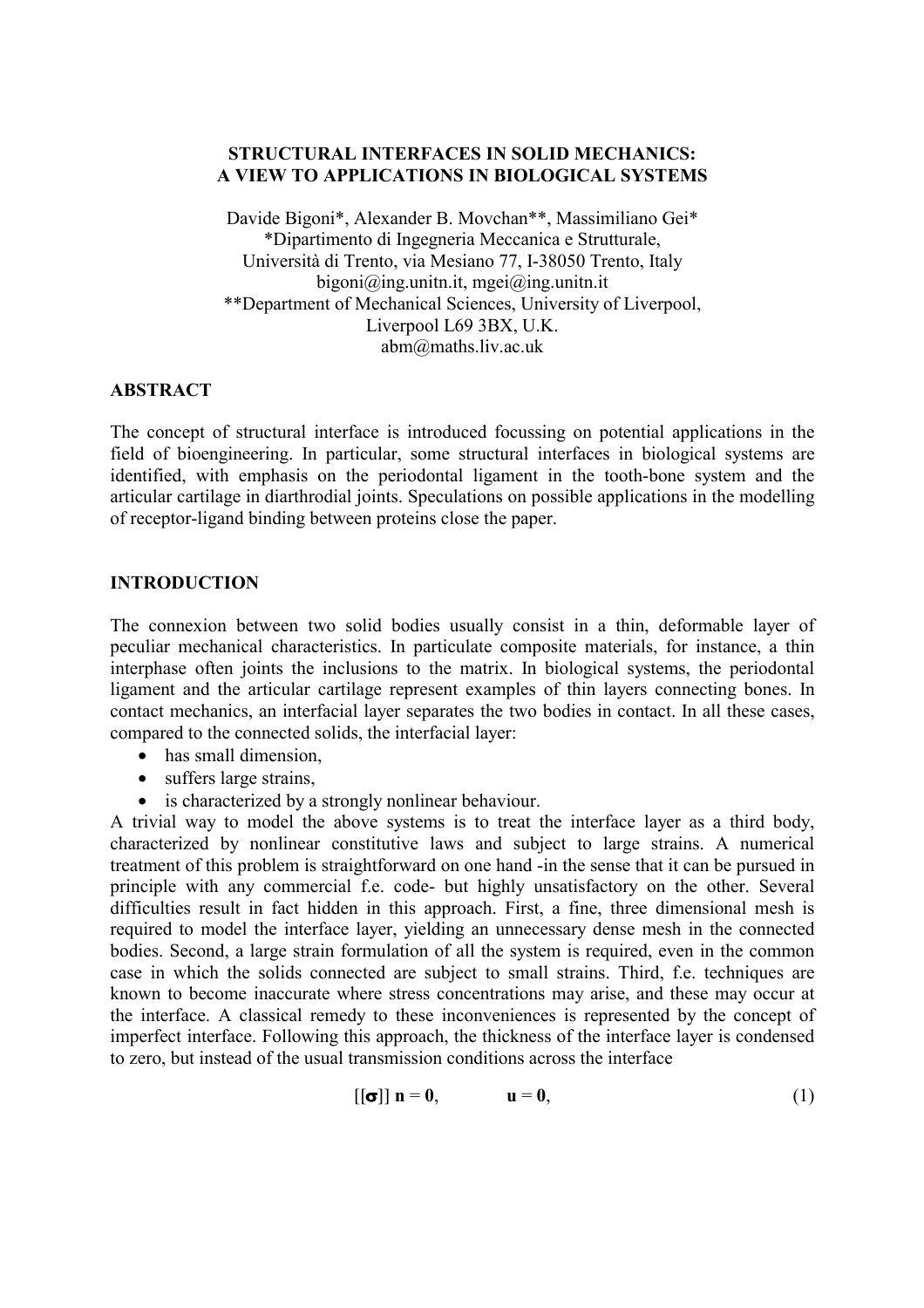# STRUCTURAL INTERFACES IN SOLID MECHANICS: A VIEW TO APPLICATIONS IN BIOLOGICAL SYSTEMS

Davide Bigoni*, Alexander B. Movchan**, Massimiliano Gei*

*Dipartimento di Ingegneria Meccanica e Strutturale,
Università di Trento, via Mesiano 77, I-38050 Trento, Italy
bigoni@ing.unitn.it, mgei@ing.unitn.it

**Department of Mechanical Sciences, University of Liverpool,
Liverpool L69 3BX, U.K.
abm@maths.liv.ac.uk

## ABSTRACT

The concept of structural interface is introduced focussing on potential applications in the field of bioengineering. In particular, some structural interfaces in biological systems are identified, with emphasis on the periodontal ligament in the tooth-bone system and the articular cartilage in diarthrodial joints. Speculations on possible applications in the modelling of receptor-ligand binding between proteins close the paper.

## INTRODUCTION

The connexion between two solid bodies usually consist in a thin, deformable layer of peculiar mechanical characteristics. In particulate composite materials, for instance, a thin interphase often joints the inclusions to the matrix. In biological systems, the periodontal ligament and the articular cartilage represent examples of thin layers connecting bones. In contact mechanics, an interfacial layer separates the two bodies in contact. In all these cases, compared to the connected solids, the interfacial layer:

- has small dimension,
- suffers large strains,
- is characterized by a strongly nonlinear behaviour.

A trivial way to model the above systems is to treat the interface layer as a third body, characterized by nonlinear constitutive laws and subject to large strains. A numerical treatment of this problem is straightforward on one hand -in the sense that it can be pursued in principle with any commercial f.e. code- but highly unsatisfactory on the other. Several difficulties result in fact hidden in this approach. First, a fine, three dimensional mesh is required to model the interface layer, yielding an unnecessary dense mesh in the connected bodies. Second, a large strain formulation of all the system is required, even in the common case in which the solids connected are subject to small strains. Third, f.e. techniques are known to become inaccurate where stress concentrations may arise, and these may occur at the interface. A classical remedy to these inconveniences is represented by the concept of imperfect interface. Following this approach, the thickness of the interface layer is condensed to zero, but instead of the usual transmission conditions across the interface

$$[[\boldsymbol{\sigma}]]\, \mathbf{n} = \mathbf{0}, \qquad \mathbf{u} = \mathbf{0}, \tag{1}$$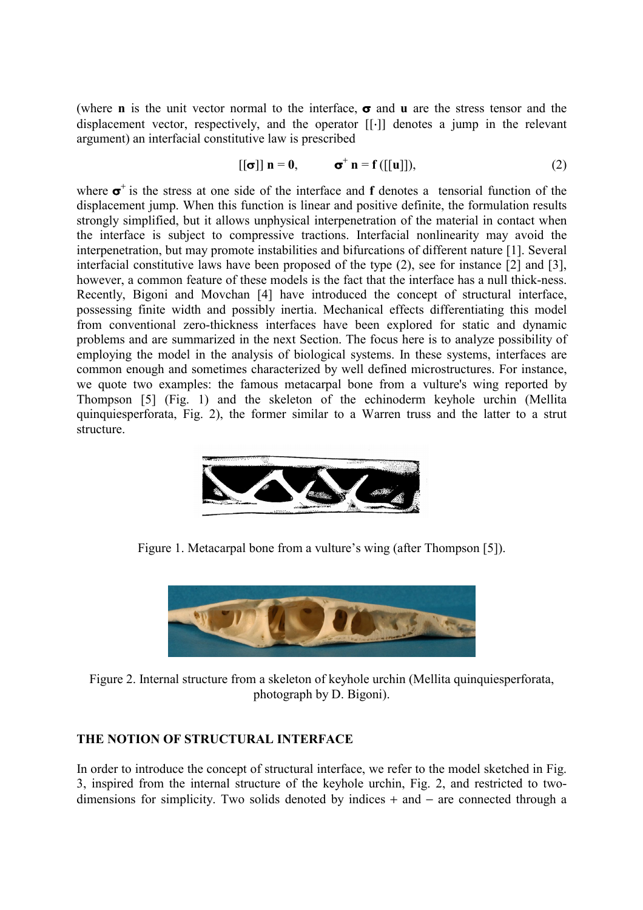(where $\mathbf{n}$ is the unit vector normal to the interface, $\boldsymbol{\sigma}$ and $\mathbf{u}$ are the stress tensor and the displacement vector, respectively, and the operator $[[\cdot]]$ denotes a jump in the relevant argument) an interfacial constitutive law is prescribed

$$[[\boldsymbol{\sigma}]]\,\mathbf{n} = \mathbf{0}, \qquad \boldsymbol{\sigma}^{+}\,\mathbf{n} = \mathbf{f}\,([[\mathbf{u}]]), \tag{2}$$

where $\boldsymbol{\sigma}^{+}$ is the stress at one side of the interface and $\mathbf{f}$ denotes a tensorial function of the displacement jump. When this function is linear and positive definite, the formulation results strongly simplified, but it allows unphysical interpenetration of the material in contact when the interface is subject to compressive tractions. Interfacial nonlinearity may avoid the interpenetration, but may promote instabilities and bifurcations of different nature [1]. Several interfacial constitutive laws have been proposed of the type (2), see for instance [2] and [3], however, a common feature of these models is the fact that the interface has a null thick-ness. Recently, Bigoni and Movchan [4] have introduced the concept of structural interface, possessing finite width and possibly inertia. Mechanical effects differentiating this model from conventional zero-thickness interfaces have been explored for static and dynamic problems and are summarized in the next Section. The focus here is to analyze possibility of employing the model in the analysis of biological systems. In these systems, interfaces are common enough and sometimes characterized by well defined microstructures. For instance, we quote two examples: the famous metacarpal bone from a vulture's wing reported by Thompson [5] (Fig. 1) and the skeleton of the echinoderm keyhole urchin (Mellita quinquiesperforata, Fig. 2), the former similar to a Warren truss and the latter to a strut structure.

Figure 1. Metacarpal bone from a vulture's wing (after Thompson [5]).

Figure 2. Internal structure from a skeleton of keyhole urchin (Mellita quinquiesperforata, photograph by D. Bigoni).

## THE NOTION OF STRUCTURAL INTERFACE

In order to introduce the concept of structural interface, we refer to the model sketched in Fig. 3, inspired from the internal structure of the keyhole urchin, Fig. 2, and restricted to two-dimensions for simplicity. Two solids denoted by indices + and − are connected through a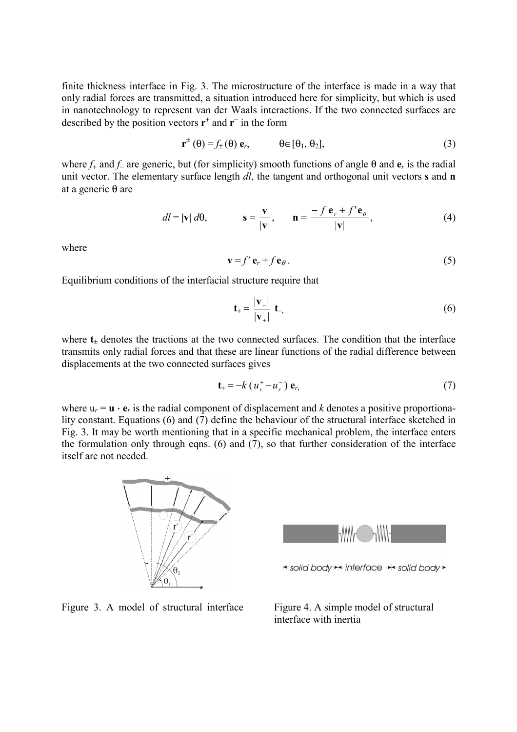finite thickness interface in Fig. 3. The microstructure of the interface is made in a way that only radial forces are transmitted, a situation introduced here for simplicity, but which is used in nanotechnology to represent van der Waals interactions. If the two connected surfaces are described by the position vectors $\mathbf{r}^+$ and $\mathbf{r}^-$ in the form

$$\mathbf{r}^{\pm}(\theta) = f_{\pm}(\theta)\,\mathbf{e}_r, \qquad \theta \in [\theta_1, \theta_2], \tag{3}$$

where $f_+$ and $f_-$ are generic, but (for simplicity) smooth functions of angle $\theta$ and $\mathbf{e}_r$ is the radial unit vector. The elementary surface length $dl$, the tangent and orthogonal unit vectors $\mathbf{s}$ and $\mathbf{n}$ at a generic $\theta$ are

$$dl = |\mathbf{v}|\, d\theta, \qquad \mathbf{s} = \frac{\mathbf{v}}{|\mathbf{v}|}, \qquad \mathbf{n} = \frac{-f\,\mathbf{e}_r + f'\mathbf{e}_\theta}{|\mathbf{v}|}, \tag{4}$$

where

$$\mathbf{v} = f'\,\mathbf{e}_r + f\,\mathbf{e}_\theta\,. \tag{5}$$

Equilibrium conditions of the interfacial structure require that

$$\mathbf{t}_+ = \frac{|\mathbf{v}_-|}{|\mathbf{v}_+|}\,\mathbf{t}_-, \tag{6}$$

where $\mathbf{t}_\pm$ denotes the tractions at the two connected surfaces. The condition that the interface transmits only radial forces and that these are linear functions of the radial difference between displacements at the two connected surfaces gives

$$\mathbf{t}_+ = -k\,(u_r^+ - u_r^-)\,\mathbf{e}_r, \tag{7}$$

where $u_r = \mathbf{u} \cdot \mathbf{e}_r$ is the radial component of displacement and $k$ denotes a positive proportionality constant. Equations (6) and (7) define the behaviour of the structural interface sketched in Fig. 3. It may be worth mentioning that in a specific mechanical problem, the interface enters the formulation only through eqns. (6) and (7), so that further consideration of the interface itself are not needed.

Figure 3. A model of structural interface

Figure 4. A simple model of structural interface with inertia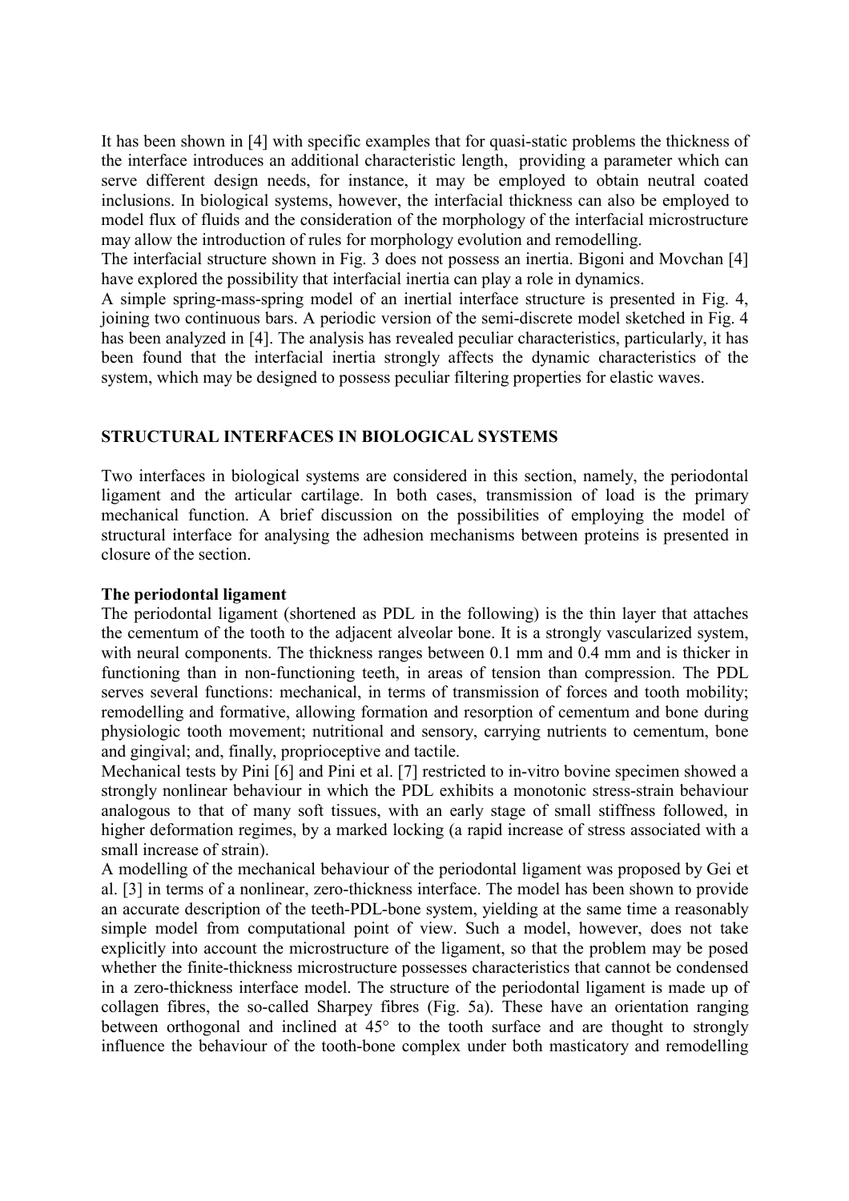It has been shown in [4] with specific examples that for quasi-static problems the thickness of the interface introduces an additional characteristic length, providing a parameter which can serve different design needs, for instance, it may be employed to obtain neutral coated inclusions. In biological systems, however, the interfacial thickness can also be employed to model flux of fluids and the consideration of the morphology of the interfacial microstructure may allow the introduction of rules for morphology evolution and remodelling.

The interfacial structure shown in Fig. 3 does not possess an inertia. Bigoni and Movchan [4] have explored the possibility that interfacial inertia can play a role in dynamics.

A simple spring-mass-spring model of an inertial interface structure is presented in Fig. 4, joining two continuous bars. A periodic version of the semi-discrete model sketched in Fig. 4 has been analyzed in [4]. The analysis has revealed peculiar characteristics, particularly, it has been found that the interfacial inertia strongly affects the dynamic characteristics of the system, which may be designed to possess peculiar filtering properties for elastic waves.

## STRUCTURAL INTERFACES IN BIOLOGICAL SYSTEMS

Two interfaces in biological systems are considered in this section, namely, the periodontal ligament and the articular cartilage. In both cases, transmission of load is the primary mechanical function. A brief discussion on the possibilities of employing the model of structural interface for analysing the adhesion mechanisms between proteins is presented in closure of the section.

### The periodontal ligament

The periodontal ligament (shortened as PDL in the following) is the thin layer that attaches the cementum of the tooth to the adjacent alveolar bone. It is a strongly vascularized system, with neural components. The thickness ranges between 0.1 mm and 0.4 mm and is thicker in functioning than in non-functioning teeth, in areas of tension than compression. The PDL serves several functions: mechanical, in terms of transmission of forces and tooth mobility; remodelling and formative, allowing formation and resorption of cementum and bone during physiologic tooth movement; nutritional and sensory, carrying nutrients to cementum, bone and gingival; and, finally, proprioceptive and tactile.

Mechanical tests by Pini [6] and Pini et al. [7] restricted to in-vitro bovine specimen showed a strongly nonlinear behaviour in which the PDL exhibits a monotonic stress-strain behaviour analogous to that of many soft tissues, with an early stage of small stiffness followed, in higher deformation regimes, by a marked locking (a rapid increase of stress associated with a small increase of strain).

A modelling of the mechanical behaviour of the periodontal ligament was proposed by Gei et al. [3] in terms of a nonlinear, zero-thickness interface. The model has been shown to provide an accurate description of the teeth-PDL-bone system, yielding at the same time a reasonably simple model from computational point of view. Such a model, however, does not take explicitly into account the microstructure of the ligament, so that the problem may be posed whether the finite-thickness microstructure possesses characteristics that cannot be condensed in a zero-thickness interface model. The structure of the periodontal ligament is made up of collagen fibres, the so-called Sharpey fibres (Fig. 5a). These have an orientation ranging between orthogonal and inclined at 45° to the tooth surface and are thought to strongly influence the behaviour of the tooth-bone complex under both masticatory and remodelling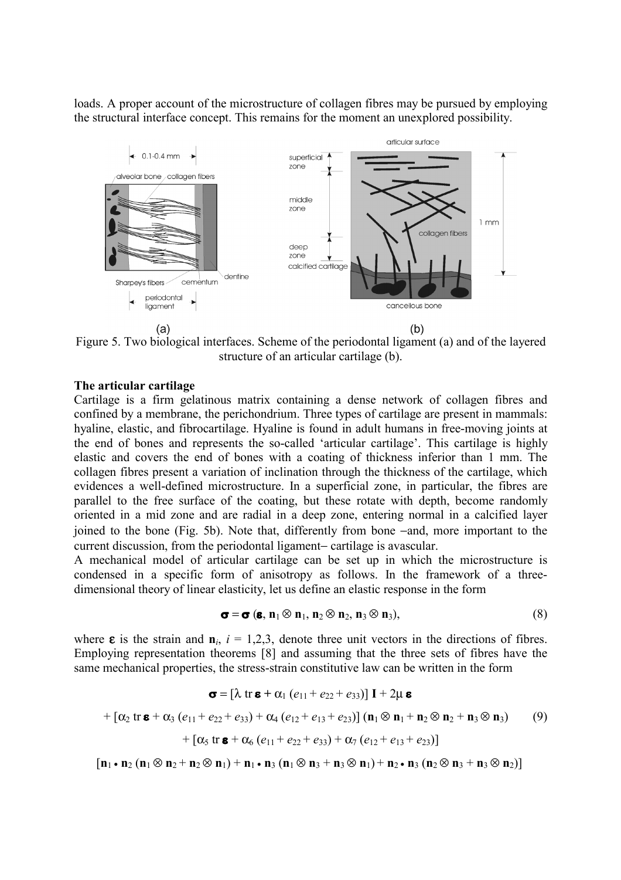loads. A proper account of the microstructure of collagen fibres may be pursued by employing the structural interface concept. This remains for the moment an unexplored possibility.

Figure 5. Two biological interfaces. Scheme of the periodontal ligament (a) and of the layered structure of an articular cartilage (b).

**The articular cartilage**

Cartilage is a firm gelatinous matrix containing a dense network of collagen fibres and confined by a membrane, the perichondrium. Three types of cartilage are present in mammals: hyaline, elastic, and fibrocartilage. Hyaline is found in adult humans in free-moving joints at the end of bones and represents the so-called 'articular cartilage'. This cartilage is highly elastic and covers the end of bones with a coating of thickness inferior than 1 mm. The collagen fibres present a variation of inclination through the thickness of the cartilage, which evidences a well-defined microstructure. In a superficial zone, in particular, the fibres are parallel to the free surface of the coating, but these rotate with depth, become randomly oriented in a mid zone and are radial in a deep zone, entering normal in a calcified layer joined to the bone (Fig. 5b). Note that, differently from bone –and, more important to the current discussion, from the periodontal ligament– cartilage is avascular.

A mechanical model of articular cartilage can be set up in which the microstructure is condensed in a specific form of anisotropy as follows. In the framework of a three-dimensional theory of linear elasticity, let us define an elastic response in the form

$$\boldsymbol{\sigma} = \boldsymbol{\sigma}\,(\boldsymbol{\varepsilon},\, \mathbf{n}_1 \otimes \mathbf{n}_1,\, \mathbf{n}_2 \otimes \mathbf{n}_2,\, \mathbf{n}_3 \otimes \mathbf{n}_3), \tag{8}$$

where $\boldsymbol{\varepsilon}$ is the strain and $\mathbf{n}_i$, $i$ = 1,2,3, denote three unit vectors in the directions of fibres. Employing representation theorems [8] and assuming that the three sets of fibres have the same mechanical properties, the stress-strain constitutive law can be written in the form

$$\begin{aligned}
\boldsymbol{\sigma} = {} & [\lambda \,\mathrm{tr}\, \boldsymbol{\varepsilon} + \alpha_1 (e_{11} + e_{22} + e_{33})]\, \mathbf{I} + 2\mu\, \boldsymbol{\varepsilon} \\
& + [\alpha_2 \,\mathrm{tr}\, \boldsymbol{\varepsilon} + \alpha_3 (e_{11} + e_{22} + e_{33}) + \alpha_4 (e_{12} + e_{13} + e_{23})]\, (\mathbf{n}_1 \otimes \mathbf{n}_1 + \mathbf{n}_2 \otimes \mathbf{n}_2 + \mathbf{n}_3 \otimes \mathbf{n}_3) \\
& + [\alpha_5 \,\mathrm{tr}\, \boldsymbol{\varepsilon} + \alpha_6 (e_{11} + e_{22} + e_{33}) + \alpha_7 (e_{12} + e_{13} + e_{23})] \\
& [\mathbf{n}_1 \bullet \mathbf{n}_2\, (\mathbf{n}_1 \otimes \mathbf{n}_2 + \mathbf{n}_2 \otimes \mathbf{n}_1) + \mathbf{n}_1 \bullet \mathbf{n}_3\, (\mathbf{n}_1 \otimes \mathbf{n}_3 + \mathbf{n}_3 \otimes \mathbf{n}_1) + \mathbf{n}_2 \bullet \mathbf{n}_3\, (\mathbf{n}_2 \otimes \mathbf{n}_3 + \mathbf{n}_3 \otimes \mathbf{n}_2)]
\end{aligned} \tag{9}$$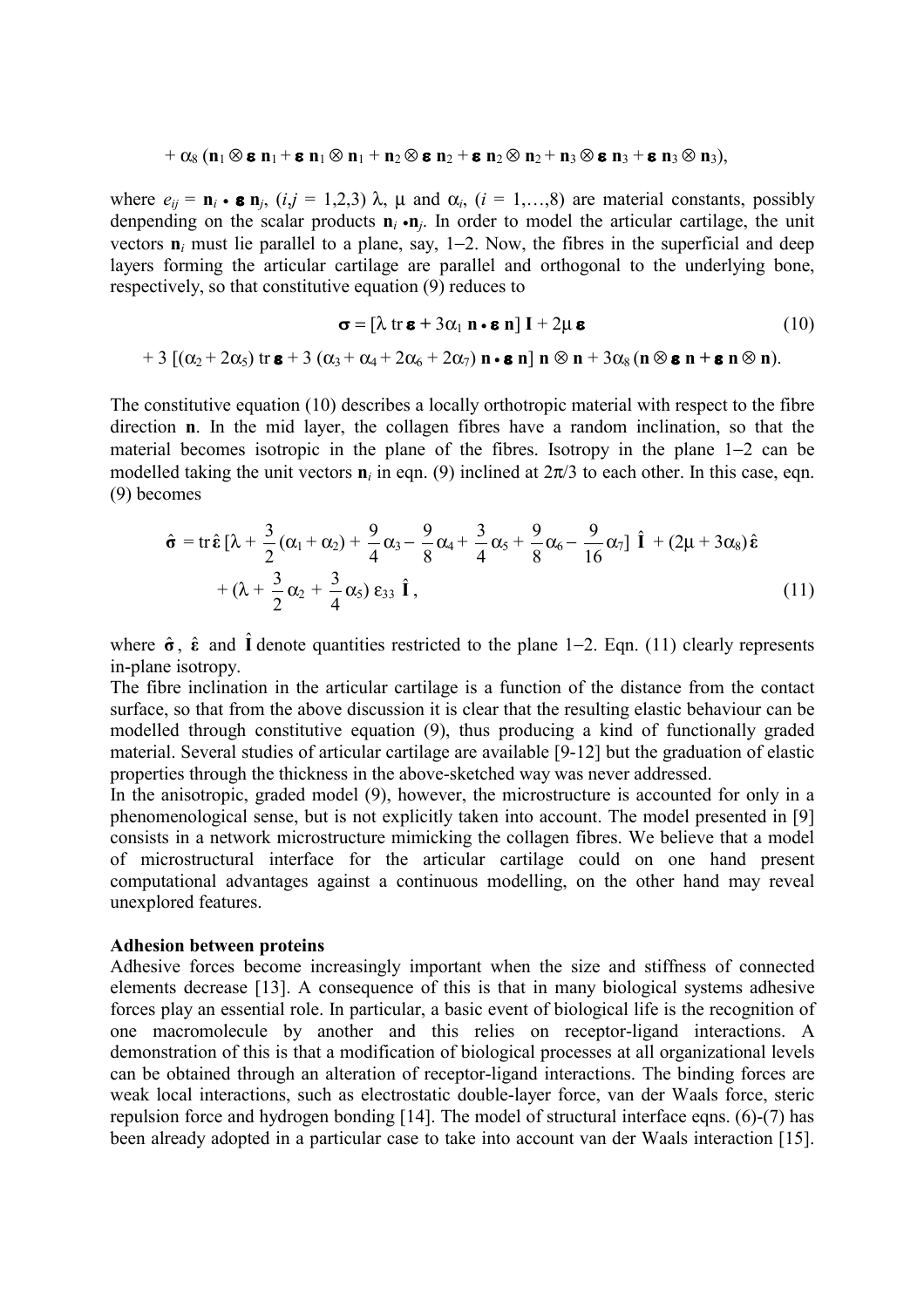$$+ \alpha_8 (\mathbf{n}_1 \otimes \boldsymbol{\varepsilon}\, \mathbf{n}_1 + \boldsymbol{\varepsilon}\, \mathbf{n}_1 \otimes \mathbf{n}_1 + \mathbf{n}_2 \otimes \boldsymbol{\varepsilon}\, \mathbf{n}_2 + \boldsymbol{\varepsilon}\, \mathbf{n}_2 \otimes \mathbf{n}_2 + \mathbf{n}_3 \otimes \boldsymbol{\varepsilon}\, \mathbf{n}_3 + \boldsymbol{\varepsilon}\, \mathbf{n}_3 \otimes \mathbf{n}_3),$$

where $e_{ij} = \mathbf{n}_i \bullet \boldsymbol{\varepsilon}\, \mathbf{n}_j$, $(i,j = 1,2,3)$ $\lambda$, $\mu$ and $\alpha_i$, $(i = 1,\ldots,8)$ are material constants, possibly denpending on the scalar products $\mathbf{n}_i \bullet \mathbf{n}_j$. In order to model the articular cartilage, the unit vectors $\mathbf{n}_i$ must lie parallel to a plane, say, 1−2. Now, the fibres in the superficial and deep layers forming the articular cartilage are parallel and orthogonal to the underlying bone, respectively, so that constitutive equation (9) reduces to

$$\boldsymbol{\sigma} = [\lambda \operatorname{tr} \boldsymbol{\varepsilon} + 3\alpha_1\, \mathbf{n} \bullet \boldsymbol{\varepsilon}\, \mathbf{n}]\, \mathbf{I} + 2\mu\, \boldsymbol{\varepsilon} \tag{10}$$

$$+ 3\,[(\alpha_2 + 2\alpha_5) \operatorname{tr} \boldsymbol{\varepsilon} + 3\,(\alpha_3 + \alpha_4 + 2\alpha_6 + 2\alpha_7)\, \mathbf{n} \bullet \boldsymbol{\varepsilon}\, \mathbf{n}]\, \mathbf{n} \otimes \mathbf{n} + 3\alpha_8\, (\mathbf{n} \otimes \boldsymbol{\varepsilon}\, \mathbf{n} + \boldsymbol{\varepsilon}\, \mathbf{n} \otimes \mathbf{n}).$$

The constitutive equation (10) describes a locally orthotropic material with respect to the fibre direction $\mathbf{n}$. In the mid layer, the collagen fibres have a random inclination, so that the material becomes isotropic in the plane of the fibres. Isotropy in the plane 1−2 can be modelled taking the unit vectors $\mathbf{n}_i$ in eqn. (9) inclined at $2\pi/3$ to each other. In this case, eqn. (9) becomes

$$\hat{\boldsymbol{\sigma}} = \operatorname{tr} \hat{\boldsymbol{\varepsilon}}\, [\lambda + \frac{3}{2}(\alpha_1 + \alpha_2) + \frac{9}{4}\alpha_3 - \frac{9}{8}\alpha_4 + \frac{3}{4}\alpha_5 + \frac{9}{8}\alpha_6 - \frac{9}{16}\alpha_7]\; \hat{\mathbf{I}} + (2\mu + 3\alpha_8)\, \hat{\boldsymbol{\varepsilon}}$$
$$+ (\lambda + \frac{3}{2}\alpha_2 + \frac{3}{4}\alpha_5)\, \varepsilon_{33}\; \hat{\mathbf{I}}\,, \tag{11}$$

where $\hat{\boldsymbol{\sigma}}$, $\hat{\boldsymbol{\varepsilon}}$ and $\hat{\mathbf{I}}$ denote quantities restricted to the plane 1−2. Eqn. (11) clearly represents in-plane isotropy.

The fibre inclination in the articular cartilage is a function of the distance from the contact surface, so that from the above discussion it is clear that the resulting elastic behaviour can be modelled through constitutive equation (9), thus producing a kind of functionally graded material. Several studies of articular cartilage are available [9-12] but the graduation of elastic properties through the thickness in the above-sketched way was never addressed.

In the anisotropic, graded model (9), however, the microstructure is accounted for only in a phenomenological sense, but is not explicitly taken into account. The model presented in [9] consists in a network microstructure mimicking the collagen fibres. We believe that a model of microstructural interface for the articular cartilage could on one hand present computational advantages against a continuous modelling, on the other hand may reveal unexplored features.

**Adhesion between proteins**

Adhesive forces become increasingly important when the size and stiffness of connected elements decrease [13]. A consequence of this is that in many biological systems adhesive forces play an essential role. In particular, a basic event of biological life is the recognition of one macromolecule by another and this relies on receptor-ligand interactions. A demonstration of this is that a modification of biological processes at all organizational levels can be obtained through an alteration of receptor-ligand interactions. The binding forces are weak local interactions, such as electrostatic double-layer force, van der Waals force, steric repulsion force and hydrogen bonding [14]. The model of structural interface eqns. (6)-(7) has been already adopted in a particular case to take into account van der Waals interaction [15].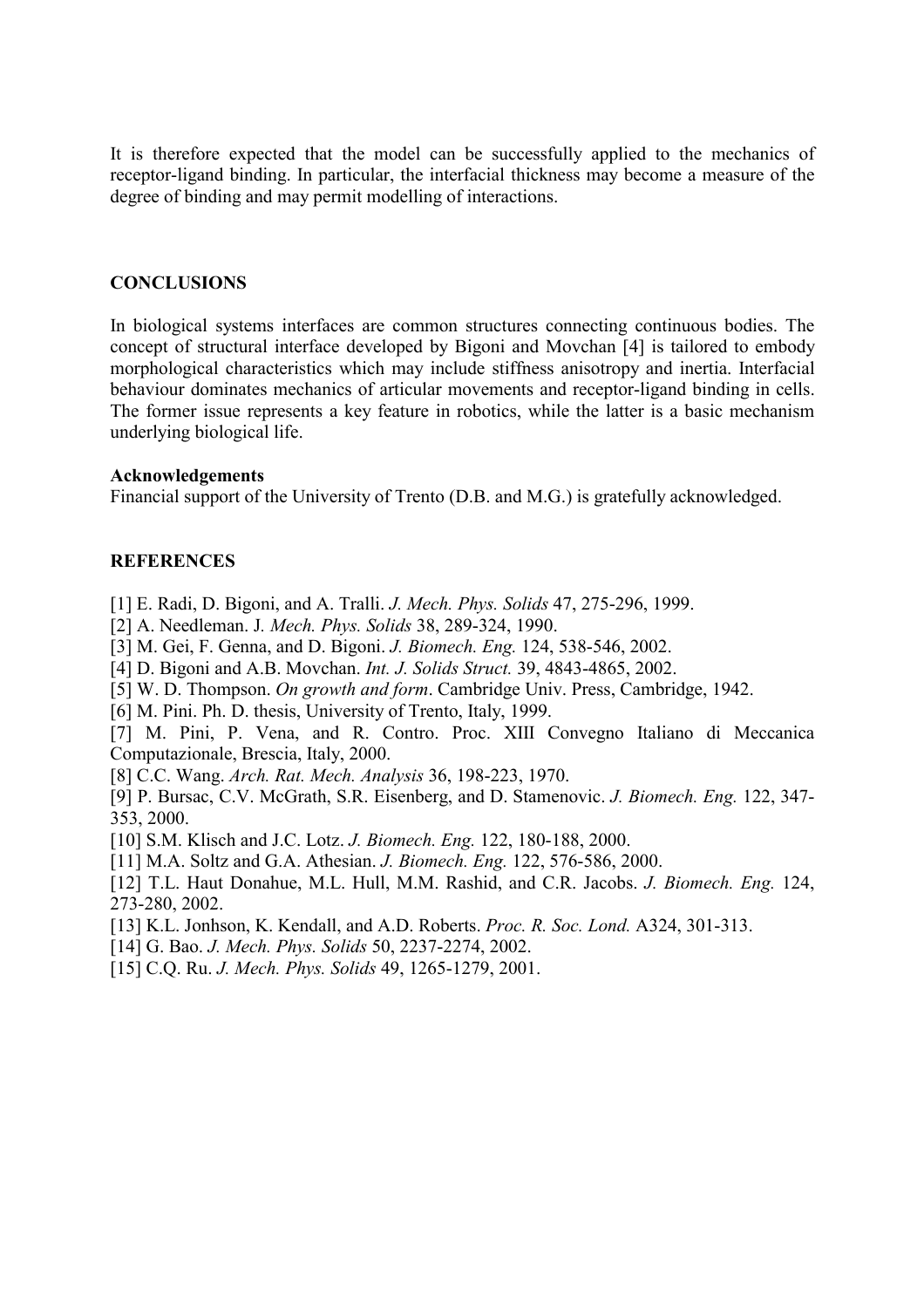It is therefore expected that the model can be successfully applied to the mechanics of receptor-ligand binding. In particular, the interfacial thickness may become a measure of the degree of binding and may permit modelling of interactions.

## CONCLUSIONS

In biological systems interfaces are common structures connecting continuous bodies. The concept of structural interface developed by Bigoni and Movchan [4] is tailored to embody morphological characteristics which may include stiffness anisotropy and inertia. Interfacial behaviour dominates mechanics of articular movements and receptor-ligand binding in cells. The former issue represents a key feature in robotics, while the latter is a basic mechanism underlying biological life.

### Acknowledgements

Financial support of the University of Trento (D.B. and M.G.) is gratefully acknowledged.

## REFERENCES

[1] E. Radi, D. Bigoni, and A. Tralli. *J. Mech. Phys. Solids* 47, 275-296, 1999.
[2] A. Needleman. J*. Mech. Phys. Solids* 38, 289-324, 1990.
[3] M. Gei, F. Genna, and D. Bigoni. *J. Biomech. Eng.* 124, 538-546, 2002.
[4] D. Bigoni and A.B. Movchan. *Int. J. Solids Struct.* 39, 4843-4865, 2002.
[5] W. D. Thompson. *On growth and form*. Cambridge Univ. Press, Cambridge, 1942.
[6] M. Pini. Ph. D. thesis, University of Trento, Italy, 1999.
[7] M. Pini, P. Vena, and R. Contro. Proc. XIII Convegno Italiano di Meccanica Computazionale, Brescia, Italy, 2000.
[8] C.C. Wang. *Arch. Rat. Mech. Analysis* 36, 198-223, 1970.
[9] P. Bursac, C.V. McGrath, S.R. Eisenberg, and D. Stamenovic. *J. Biomech. Eng.* 122, 347-353, 2000.
[10] S.M. Klisch and J.C. Lotz. *J. Biomech. Eng.* 122, 180-188, 2000.
[11] M.A. Soltz and G.A. Athesian. *J. Biomech. Eng.* 122, 576-586, 2000.
[12] T.L. Haut Donahue, M.L. Hull, M.M. Rashid, and C.R. Jacobs. *J. Biomech. Eng.* 124, 273-280, 2002.
[13] K.L. Jonhson, K. Kendall, and A.D. Roberts. *Proc. R. Soc. Lond.* A324, 301-313.
[14] G. Bao. *J. Mech. Phys. Solids* 50, 2237-2274, 2002.
[15] C.Q. Ru. *J. Mech. Phys. Solids* 49, 1265-1279, 2001.